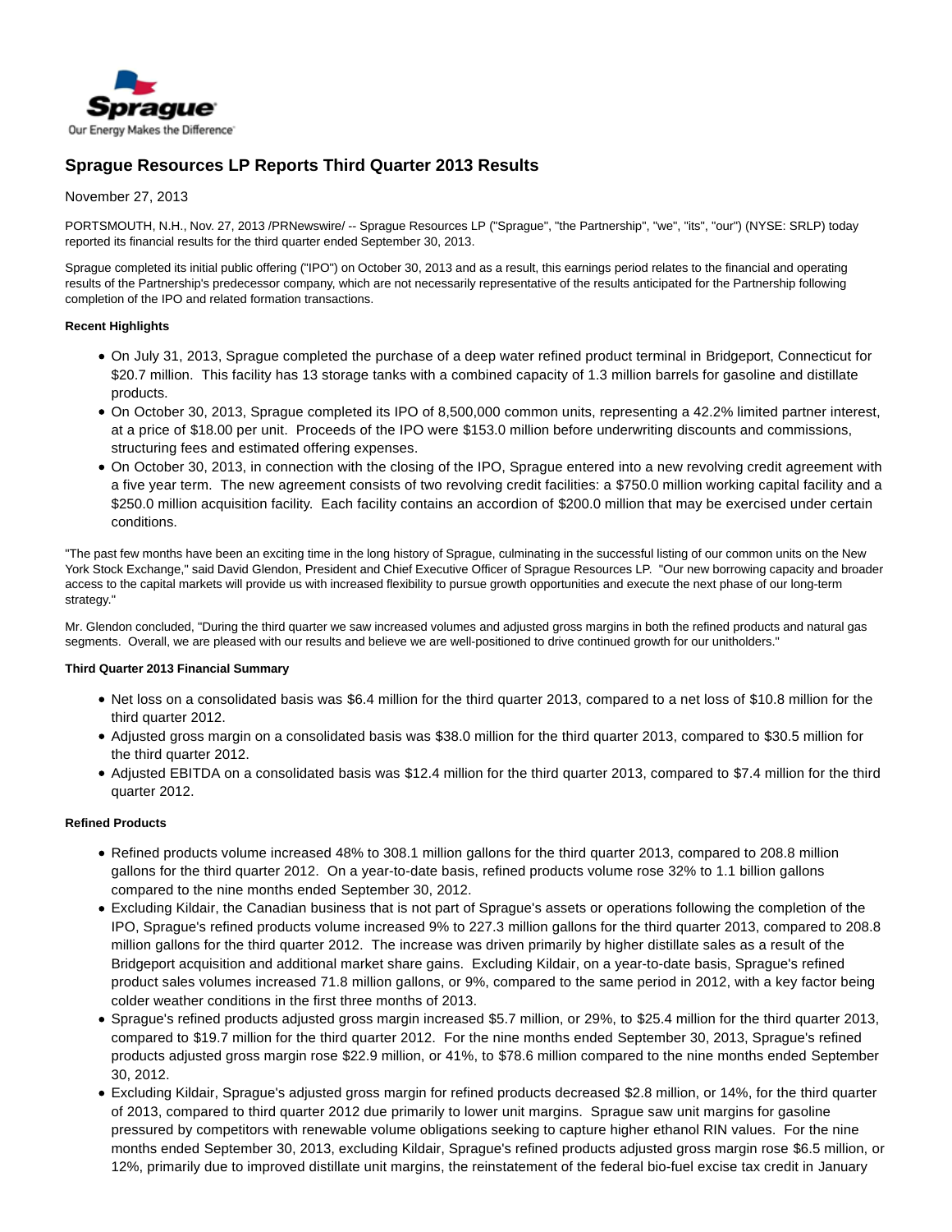Sprague

Our Energy Makes the Difference

# Sprague Resources LP Reports Third Quarter 2013 Results

November 27, 2013

PORTSMOUTH, N.H., Nov. 27, 2013 /PRNewswire/ -- Sprague Resources LP ("Sprague", "the Partnership", "we", "its", "our") (NYSE: SRLP) today reported its financial results for the third quarter ended September 30, 2013.

Sprague completed its initial public offering ("IPO") on October 30, 2013 and as a result, this earnings period relates to the financial and operating results of the Partnership's predecessor company, which are not necessarily representative of the results anticipated for the Partnership following completion of the IPO and related formation transactions.

**Recent Highlights**

- On July 31, 2013, Sprague completed the purchase of a deep water refined product terminal in Bridgeport, Connecticut for $20.7 million. This facility has 13 storage tanks with a combined capacity of 1.3 million barrels for gasoline and distillate products.
- On October 30, 2013, Sprague completed its IPO of 8,500,000 common units, representing a 42.2% limited partner interest, at a price of $18.00 per unit. Proceeds of the IPO were $153.0 million before underwriting discounts and commissions, structuring fees and estimated offering expenses.
- On October 30, 2013, in connection with the closing of the IPO, Sprague entered into a new revolving credit agreement with a five year term. The new agreement consists of two revolving credit facilities: a $750.0 million working capital facility and a $250.0 million acquisition facility. Each facility contains an accordion of $200.0 million that may be exercised under certain conditions.

"The past few months have been an exciting time in the long history of Sprague, culminating in the successful listing of our common units on the New York Stock Exchange," said David Glendon, President and Chief Executive Officer of Sprague Resources LP. "Our new borrowing capacity and broader access to the capital markets will provide us with increased flexibility to pursue growth opportunities and execute the next phase of our long-term strategy."

Mr. Glendon concluded, "During the third quarter we saw increased volumes and adjusted gross margins in both the refined products and natural gas segments. Overall, we are pleased with our results and believe we are well-positioned to drive continued growth for our unitholders."

**Third Quarter 2013 Financial Summary**

- Net loss on a consolidated basis was $6.4 million for the third quarter 2013, compared to a net loss of $10.8 million for the third quarter 2012.
- Adjusted gross margin on a consolidated basis was $38.0 million for the third quarter 2013, compared to $30.5 million for the third quarter 2012.
- Adjusted EBITDA on a consolidated basis was $12.4 million for the third quarter 2013, compared to $7.4 million for the third quarter 2012.

**Refined Products**

- Refined products volume increased 48% to 308.1 million gallons for the third quarter 2013, compared to 208.8 million gallons for the third quarter 2012. On a year-to-date basis, refined products volume rose 32% to 1.1 billion gallons compared to the nine months ended September 30, 2012.
- Excluding Kildair, the Canadian business that is not part of Sprague's assets or operations following the completion of the IPO, Sprague's refined products volume increased 9% to 227.3 million gallons for the third quarter 2013, compared to 208.8 million gallons for the third quarter 2012. The increase was driven primarily by higher distillate sales as a result of the Bridgeport acquisition and additional market share gains. Excluding Kildair, on a year-to-date basis, Sprague's refined product sales volumes increased 71.8 million gallons, or 9%, compared to the same period in 2012, with a key factor being colder weather conditions in the first three months of 2013.
- Sprague's refined products adjusted gross margin increased $5.7 million, or 29%, to $25.4 million for the third quarter 2013, compared to $19.7 million for the third quarter 2012. For the nine months ended September 30, 2013, Sprague's refined products adjusted gross margin rose $22.9 million, or 41%, to $78.6 million compared to the nine months ended September 30, 2012.
- Excluding Kildair, Sprague's adjusted gross margin for refined products decreased $2.8 million, or 14%, for the third quarter of 2013, compared to third quarter 2012 due primarily to lower unit margins. Sprague saw unit margins for gasoline pressured by competitors with renewable volume obligations seeking to capture higher ethanol RIN values. For the nine months ended September 30, 2013, excluding Kildair, Sprague's refined products adjusted gross margin rose $6.5 million, or 12%, primarily due to improved distillate unit margins, the reinstatement of the federal bio-fuel excise tax credit in January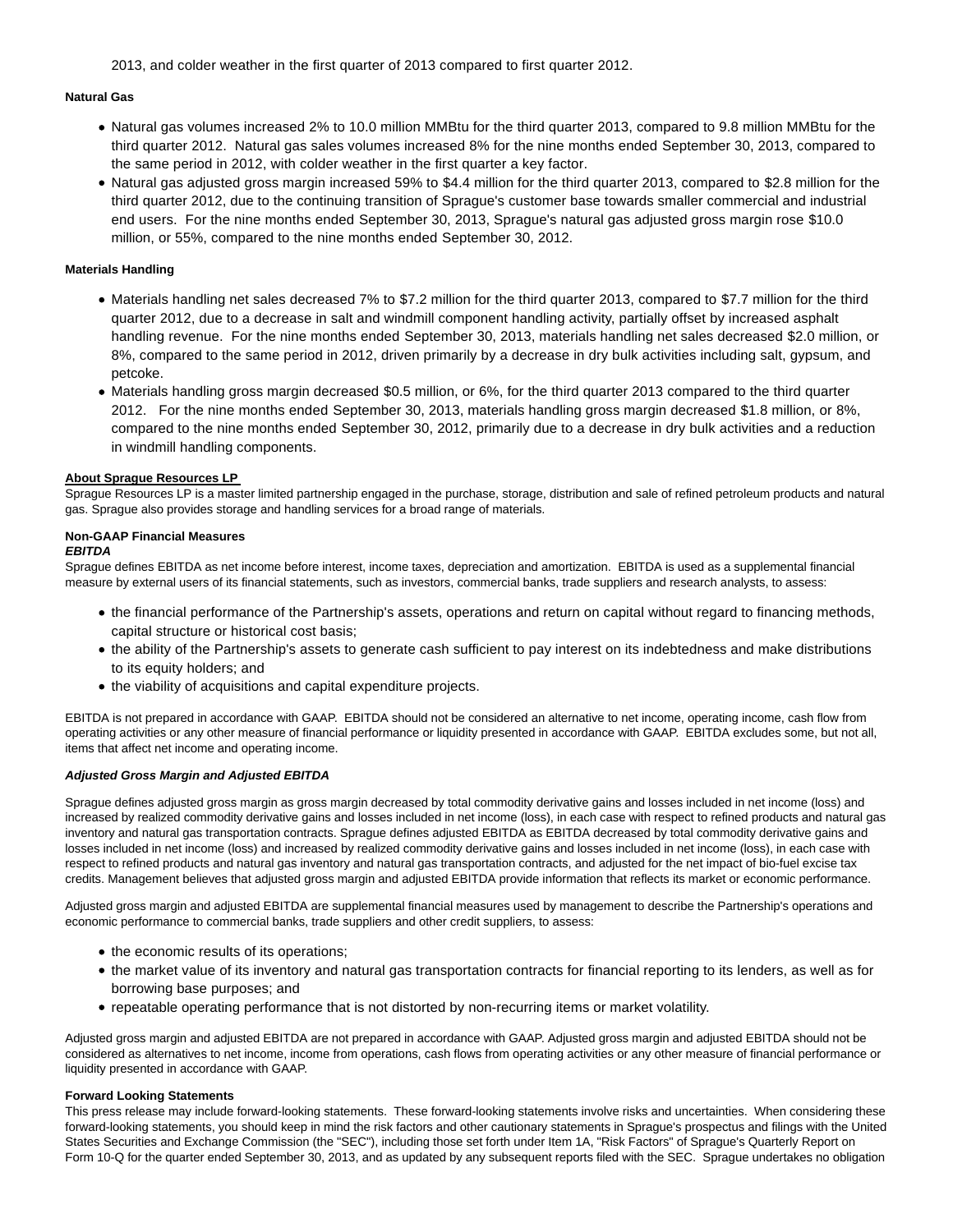2013, and colder weather in the first quarter of 2013 compared to first quarter 2012.

**Natural Gas**

- Natural gas volumes increased 2% to 10.0 million MMBtu for the third quarter 2013, compared to 9.8 million MMBtu for the third quarter 2012. Natural gas sales volumes increased 8% for the nine months ended September 30, 2013, compared to the same period in 2012, with colder weather in the first quarter a key factor.
- Natural gas adjusted gross margin increased 59% to $4.4 million for the third quarter 2013, compared to $2.8 million for the third quarter 2012, due to the continuing transition of Sprague's customer base towards smaller commercial and industrial end users. For the nine months ended September 30, 2013, Sprague's natural gas adjusted gross margin rose $10.0 million, or 55%, compared to the nine months ended September 30, 2012.

**Materials Handling**

- Materials handling net sales decreased 7% to $7.2 million for the third quarter 2013, compared to $7.7 million for the third quarter 2012, due to a decrease in salt and windmill component handling activity, partially offset by increased asphalt handling revenue. For the nine months ended September 30, 2013, materials handling net sales decreased $2.0 million, or 8%, compared to the same period in 2012, driven primarily by a decrease in dry bulk activities including salt, gypsum, and petcoke.
- Materials handling gross margin decreased $0.5 million, or 6%, for the third quarter 2013 compared to the third quarter 2012. For the nine months ended September 30, 2013, materials handling gross margin decreased $1.8 million, or 8%, compared to the nine months ended September 30, 2012, primarily due to a decrease in dry bulk activities and a reduction in windmill handling components.

**About Sprague Resources LP**

Sprague Resources LP is a master limited partnership engaged in the purchase, storage, distribution and sale of refined petroleum products and natural gas. Sprague also provides storage and handling services for a broad range of materials.

**Non-GAAP Financial Measures**

***EBITDA***

Sprague defines EBITDA as net income before interest, income taxes, depreciation and amortization. EBITDA is used as a supplemental financial measure by external users of its financial statements, such as investors, commercial banks, trade suppliers and research analysts, to assess:

- the financial performance of the Partnership's assets, operations and return on capital without regard to financing methods, capital structure or historical cost basis;
- the ability of the Partnership's assets to generate cash sufficient to pay interest on its indebtedness and make distributions to its equity holders; and
- the viability of acquisitions and capital expenditure projects.

EBITDA is not prepared in accordance with GAAP. EBITDA should not be considered an alternative to net income, operating income, cash flow from operating activities or any other measure of financial performance or liquidity presented in accordance with GAAP. EBITDA excludes some, but not all, items that affect net income and operating income.

***Adjusted Gross Margin and Adjusted EBITDA***

Sprague defines adjusted gross margin as gross margin decreased by total commodity derivative gains and losses included in net income (loss) and increased by realized commodity derivative gains and losses included in net income (loss), in each case with respect to refined products and natural gas inventory and natural gas transportation contracts. Sprague defines adjusted EBITDA as EBITDA decreased by total commodity derivative gains and losses included in net income (loss) and increased by realized commodity derivative gains and losses included in net income (loss), in each case with respect to refined products and natural gas inventory and natural gas transportation contracts, and adjusted for the net impact of bio-fuel excise tax credits. Management believes that adjusted gross margin and adjusted EBITDA provide information that reflects its market or economic performance.

Adjusted gross margin and adjusted EBITDA are supplemental financial measures used by management to describe the Partnership's operations and economic performance to commercial banks, trade suppliers and other credit suppliers, to assess:

- the economic results of its operations;
- the market value of its inventory and natural gas transportation contracts for financial reporting to its lenders, as well as for borrowing base purposes; and
- repeatable operating performance that is not distorted by non-recurring items or market volatility.

Adjusted gross margin and adjusted EBITDA are not prepared in accordance with GAAP. Adjusted gross margin and adjusted EBITDA should not be considered as alternatives to net income, income from operations, cash flows from operating activities or any other measure of financial performance or liquidity presented in accordance with GAAP.

**Forward Looking Statements**

This press release may include forward-looking statements. These forward-looking statements involve risks and uncertainties. When considering these forward-looking statements, you should keep in mind the risk factors and other cautionary statements in Sprague's prospectus and filings with the United States Securities and Exchange Commission (the "SEC"), including those set forth under Item 1A, "Risk Factors" of Sprague's Quarterly Report on Form 10-Q for the quarter ended September 30, 2013, and as updated by any subsequent reports filed with the SEC. Sprague undertakes no obligation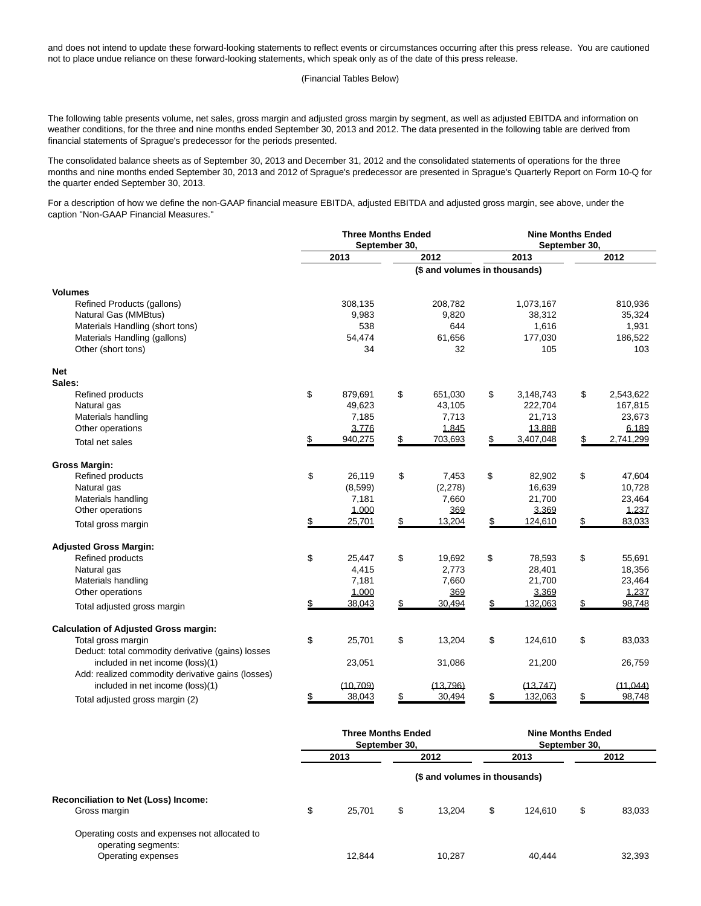and does not intend to update these forward-looking statements to reflect events or circumstances occurring after this press release. You are cautioned not to place undue reliance on these forward-looking statements, which speak only as of the date of this press release.

(Financial Tables Below)

The following table presents volume, net sales, gross margin and adjusted gross margin by segment, as well as adjusted EBITDA and information on weather conditions, for the three and nine months ended September 30, 2013 and 2012. The data presented in the following table are derived from financial statements of Sprague's predecessor for the periods presented.

The consolidated balance sheets as of September 30, 2013 and December 31, 2012 and the consolidated statements of operations for the three months and nine months ended September 30, 2013 and 2012 of Sprague's predecessor are presented in Sprague's Quarterly Report on Form 10-Q for the quarter ended September 30, 2013.

For a description of how we define the non-GAAP financial measure EBITDA, adjusted EBITDA and adjusted gross margin, see above, under the caption "Non-GAAP Financial Measures."

| | Three Months Ended September 30, | | Nine Months Ended September 30, | |
|---|---|---|---|---|
| | 2013 | 2012 | 2013 | 2012 |
| | ($ and volumes in thousands) | | | |
| **Volumes** | | | | |
| Refined Products (gallons) | 308,135 | 208,782 | 1,073,167 | 810,936 |
| Natural Gas (MMBtus) | 9,983 | 9,820 | 38,312 | 35,324 |
| Materials Handling (short tons) | 538 | 644 | 1,616 | 1,931 |
| Materials Handling (gallons) | 54,474 | 61,656 | 177,030 | 186,522 |
| Other (short tons) | 34 | 32 | 105 | 103 |
| **Net Sales:** | | | | |
| Refined products | $ 879,691 | $ 651,030 | $ 3,148,743 | $ 2,543,622 |
| Natural gas | 49,623 | 43,105 | 222,704 | 167,815 |
| Materials handling | 7,185 | 7,713 | 21,713 | 23,673 |
| Other operations | 3,776 | 1,845 | 13,888 | 6,189 |
| Total net sales | $ 940,275 | $ 703,693 | $ 3,407,048 | $ 2,741,299 |
| **Gross Margin:** | | | | |
| Refined products | $ 26,119 | $ 7,453 | $ 82,902 | $ 47,604 |
| Natural gas | (8,599) | (2,278) | 16,639 | 10,728 |
| Materials handling | 7,181 | 7,660 | 21,700 | 23,464 |
| Other operations | 1,000 | 369 | 3,369 | 1,237 |
| Total gross margin | $ 25,701 | $ 13,204 | $ 124,610 | $ 83,033 |
| **Adjusted Gross Margin:** | | | | |
| Refined products | $ 25,447 | $ 19,692 | $ 78,593 | $ 55,691 |
| Natural gas | 4,415 | 2,773 | 28,401 | 18,356 |
| Materials handling | 7,181 | 7,660 | 21,700 | 23,464 |
| Other operations | 1,000 | 369 | 3,369 | 1,237 |
| Total adjusted gross margin | $ 38,043 | $ 30,494 | $ 132,063 | $ 98,748 |
| **Calculation of Adjusted Gross margin:** | | | | |
| Total gross margin | $ 25,701 | $ 13,204 | $ 124,610 | $ 83,033 |
| Deduct: total commodity derivative (gains) losses included in net income (loss)(1) | 23,051 | 31,086 | 21,200 | 26,759 |
| Add: realized commodity derivative gains (losses) included in net income (loss)(1) | (10,709) | (13,796) | (13,747) | (11,044) |
| Total adjusted gross margin (2) | $ 38,043 | $ 30,494 | $ 132,063 | $ 98,748 |

| | Three Months Ended September 30, | | Nine Months Ended September 30, | |
|---|---|---|---|---|
| | 2013 | 2012 | 2013 | 2012 |
| | ($ and volumes in thousands) | | | |
| **Reconciliation to Net (Loss) Income:** | | | | |
| Gross margin | $ 25,701 | $ 13,204 | $ 124,610 | $ 83,033 |
| Operating costs and expenses not allocated to operating segments: | | | | |
| Operating expenses | 12,844 | 10,287 | 40,444 | 32,393 |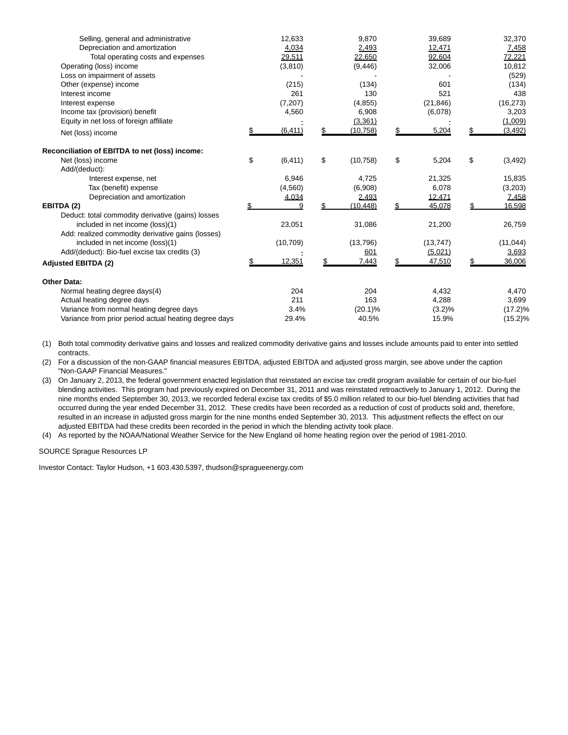| | | | | |
|---|---|---|---|---|
| Selling, general and administrative | 12,633 | 9,870 | 39,689 | 32,370 |
| Depreciation and amortization | 4,034 | 2,493 | 12,471 | 7,458 |
| Total operating costs and expenses | 29,511 | 22,650 | 92,604 | 72,221 |
| Operating (loss) income | (3,810) | (9,446) | 32,006 | 10,812 |
| Loss on impairment of assets | - | - | - | (529) |
| Other (expense) income | (215) | (134) | 601 | (134) |
| Interest income | 261 | 130 | 521 | 438 |
| Interest expense | (7,207) | (4,855) | (21,846) | (16,273) |
| Income tax (provision) benefit | 4,560 | 6,908 | (6,078) | 3,203 |
| Equity in net loss of foreign affiliate | - | (3,361) | - | (1,009) |
| Net (loss) income | $ (6,411) | $ (10,758) | $ 5,204 | $ (3,492) |
| **Reconciliation of EBITDA to net (loss) income:** | | | | |
| Net (loss) income | $ (6,411) | $ (10,758) | $ 5,204 | $ (3,492) |
| Add/(deduct): | | | | |
| Interest expense, net | 6,946 | 4,725 | 21,325 | 15,835 |
| Tax (benefit) expense | (4,560) | (6,908) | 6,078 | (3,203) |
| Depreciation and amortization | 4,034 | 2,493 | 12,471 | 7,458 |
| **EBITDA (2)** | $ 9 | $ (10,448) | $ 45,078 | $ 16,598 |
| Deduct: total commodity derivative (gains) losses included in net income (loss)(1) | 23,051 | 31,086 | 21,200 | 26,759 |
| Add: realized commodity derivative gains (losses) included in net income (loss)(1) | (10,709) | (13,796) | (13,747) | (11,044) |
| Add/(deduct): Bio-fuel excise tax credits (3) | - | 601 | (5,021) | 3,693 |
| **Adjusted EBITDA (2)** | $ 12,351 | $ 7,443 | $ 47,510 | $ 36,006 |
| **Other Data:** | | | | |
| Normal heating degree days(4) | 204 | 204 | 4,432 | 4,470 |
| Actual heating degree days | 211 | 163 | 4,288 | 3,699 |
| Variance from normal heating degree days | 3.4% | (20.1)% | (3.2)% | (17.2)% |
| Variance from prior period actual heating degree days | 29.4% | 40.5% | 15.9% | (15.2)% |

(1) Both total commodity derivative gains and losses and realized commodity derivative gains and losses include amounts paid to enter into settled contracts.

(2) For a discussion of the non-GAAP financial measures EBITDA, adjusted EBITDA and adjusted gross margin, see above under the caption "Non-GAAP Financial Measures."

(3) On January 2, 2013, the federal government enacted legislation that reinstated an excise tax credit program available for certain of our bio-fuel blending activities. This program had previously expired on December 31, 2011 and was reinstated retroactively to January 1, 2012. During the nine months ended September 30, 2013, we recorded federal excise tax credits of $5.0 million related to our bio-fuel blending activities that had occurred during the year ended December 31, 2012. These credits have been recorded as a reduction of cost of products sold and, therefore, resulted in an increase in adjusted gross margin for the nine months ended September 30, 2013. This adjustment reflects the effect on our adjusted EBITDA had these credits been recorded in the period in which the blending activity took place.

(4) As reported by the NOAA/National Weather Service for the New England oil home heating region over the period of 1981-2010.

SOURCE Sprague Resources LP

Investor Contact: Taylor Hudson, +1 603.430.5397, thudson@spragueenergy.com